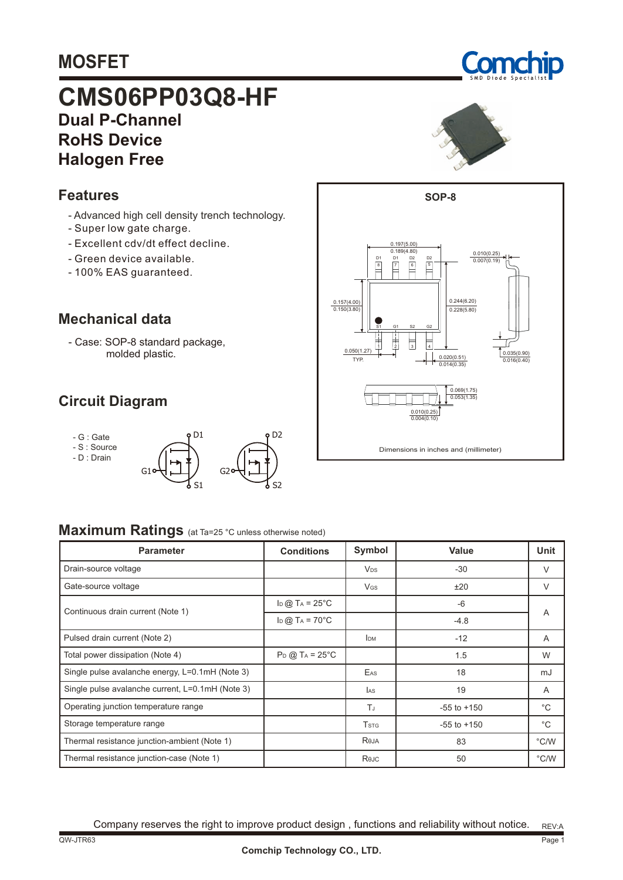# MOSFET

# CMS06PP03Q8-HF

## Dual P-Channel
## RoHS Device
## Halogen Free

## Features

- Advanced high cell density trench technology.
- Super low gate charge.
- Excellent cdv/dt effect decline.
- Green device available.
- 100% EAS guaranteed.

## Mechanical data

- Case: SOP-8 standard package, molded plastic.

## Circuit Diagram

- G : Gate
- S : Source
- D : Drain

SOP-8

Dimensions in inches and (millimeter)

## Maximum Ratings (at Ta=25 °C unless otherwise noted)

| Parameter | Conditions | Symbol | Value | Unit |
|---|---|---|---|---|
| Drain-source voltage | | $V_{DS}$ | -30 | V |
| Gate-source voltage | | $V_{GS}$ | ±20 | V |
| Continuous drain current (Note 1) | $I_D$ @ $T_A$ = 25°C | | -6 | A |
| | $I_D$ @ $T_A$ = 70°C | | -4.8 | |
| Pulsed drain current (Note 2) | | $I_{DM}$ | -12 | A |
| Total power dissipation (Note 4) | $P_D$ @ $T_A$ = 25°C | | 1.5 | W |
| Single pulse avalanche energy, L=0.1mH (Note 3) | | $E_{AS}$ | 18 | mJ |
| Single pulse avalanche current, L=0.1mH (Note 3) | | $I_{AS}$ | 19 | A |
| Operating junction temperature range | | $T_J$ | -55 to +150 | °C |
| Storage temperature range | | $T_{STG}$ | -55 to +150 | °C |
| Thermal resistance junction-ambient (Note 1) | | $R_{\theta JA}$ | 83 | °C/W |
| Thermal resistance junction-case (Note 1) | | $R_{\theta JC}$ | 50 | °C/W |

Company reserves the right to improve product design , functions and reliability without notice.

REV:A

QW-JTR63

Comchip Technology CO., LTD.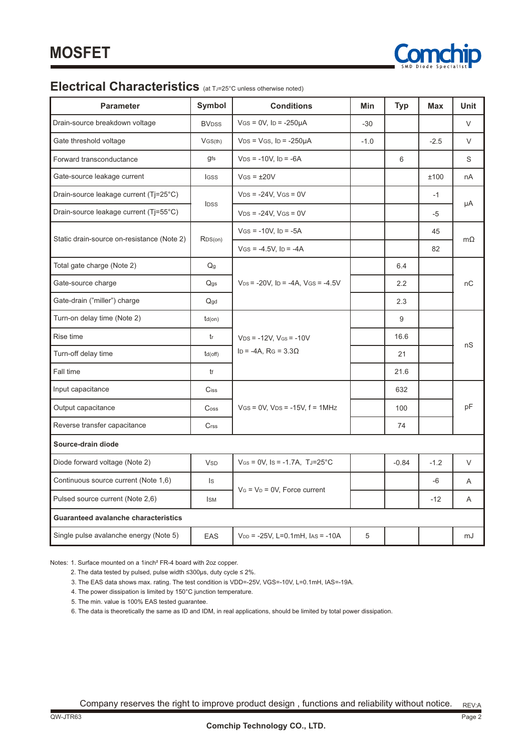# MOSFET

## Electrical Characteristics (at $T_J$=25°C unless otherwise noted)

| Parameter | Symbol | Conditions | Min | Typ | Max | Unit |
|---|---|---|---|---|---|---|
| Drain-source breakdown voltage | $BV_{DSS}$ | $V_{GS}$ = 0V, $I_D$ = -250μA | -30 | | | V |
| Gate threshold voltage | $V_{GS(th)}$ | $V_{DS}$ = $V_{GS}$, $I_D$ = -250μA | -1.0 | | -2.5 | V |
| Forward transconductance | $g_{fs}$ | $V_{DS}$ = -10V, $I_D$ = -6A | | 6 | | S |
| Gate-source leakage current | $I_{GSS}$ | $V_{GS}$ = ±20V | | | ±100 | nA |
| Drain-source leakage current (Tj=25°C) | $I_{DSS}$ | $V_{DS}$ = -24V, $V_{GS}$ = 0V | | | -1 | μA |
| Drain-source leakage current (Tj=55°C) | | $V_{DS}$ = -24V, $V_{GS}$ = 0V | | | -5 | |
| Static drain-source on-resistance (Note 2) | $R_{DS(on)}$ | $V_{GS}$ = -10V, $I_D$ = -5A | | | 45 | mΩ |
| | | $V_{GS}$ = -4.5V, $I_D$ = -4A | | | 82 | |
| Total gate charge (Note 2) | $Q_g$ | $V_{DS}$ = -20V, $I_D$ = -4A, $V_{GS}$ = -4.5V | | 6.4 | | nC |
| Gate-source charge | $Q_{gs}$ | | | 2.2 | | |
| Gate-drain ("miller") charge | $Q_{gd}$ | | | 2.3 | | |
| Turn-on delay time (Note 2) | $t_{d(on)}$ | $V_{DS}$ = -12V, $V_{GS}$ = -10V, $I_D$ = -4A, $R_G$ = 3.3Ω | | 9 | | nS |
| Rise time | $t_r$ | | | 16.6 | | |
| Turn-off delay time | $t_{d(off)}$ | | | 21 | | |
| Fall time | $t_f$ | | | 21.6 | | |
| Input capacitance | $C_{iss}$ | $V_{GS}$ = 0V, $V_{DS}$ = -15V, f = 1MHz | | 632 | | pF |
| Output capacitance | $C_{oss}$ | | | 100 | | |
| Reverse transfer capacitance | $C_{rss}$ | | | 74 | | |
| **Source-drain diode** | | | | | | |
| Diode forward voltage (Note 2) | $V_{SD}$ | $V_{GS}$ = 0V, $I_S$ = -1.7A, $T_J$=25°C | | -0.84 | -1.2 | V |
| Continuous source current (Note 1,6) | $I_S$ | $V_G$ = $V_D$ = 0V, Force current | | | -6 | A |
| Pulsed source current (Note 2,6) | $I_{SM}$ | | | | -12 | A |
| **Guaranteed avalanche characteristics** | | | | | | |
| Single pulse avalanche energy (Note 5) | EAS | $V_{DD}$ = -25V, L=0.1mH, $I_{AS}$ = -10A | 5 | | | mJ |

Notes: 1. Surface mounted on a 1inch² FR-4 board with 2oz copper.

2. The data tested by pulsed, pulse width ≤300μs, duty cycle ≤ 2%.
3. The EAS data shows max. rating. The test condition is VDD=-25V, VGS=-10V, L=0.1mH, IAS=-19A.
4. The power dissipation is limited by 150°C junction temperature.
5. The min. value is 100% EAS tested guarantee.
6. The data is theoretically the same as ID and IDM, in real applications, should be limited by total power dissipation.

Company reserves the right to improve product design , functions and reliability without notice.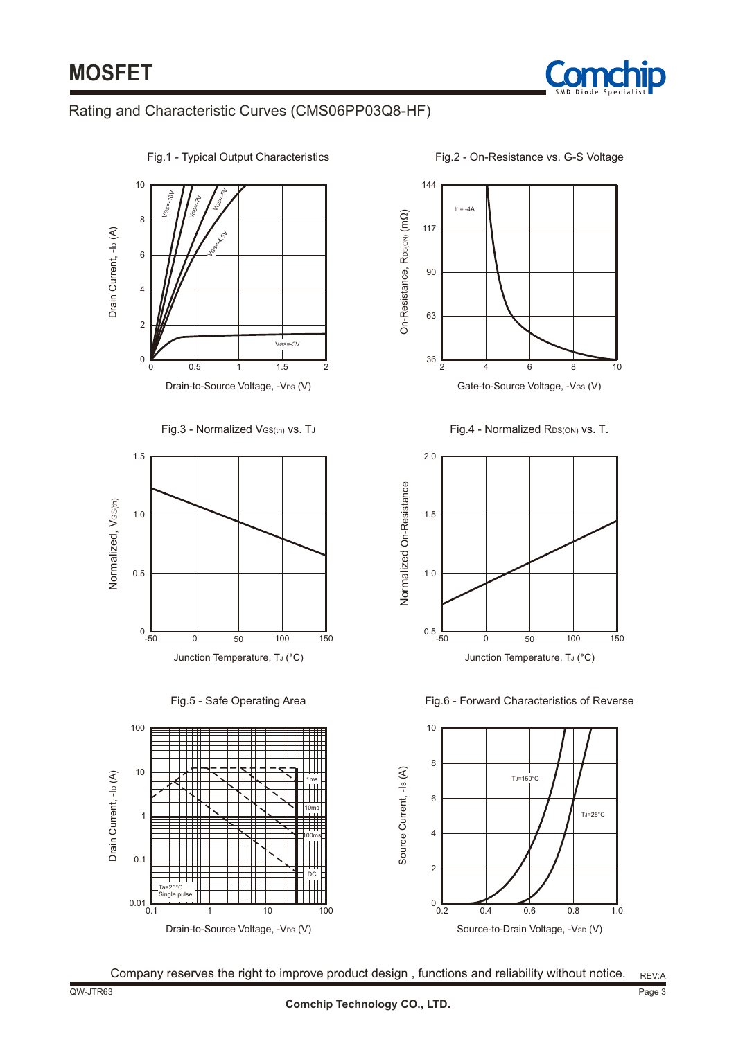# MOSFET

## Rating and Characteristic Curves (CMS06PP03Q8-HF)

Fig.1 - Typical Output Characteristics

Fig.2 - On-Resistance vs. G-S Voltage

Fig.3 - Normalized $V_{GS(th)}$ vs. $T_J$

Fig.4 - Normalized $R_{DS(ON)}$ vs. $T_J$

Fig.5 - Safe Operating Area

Fig.6 - Forward Characteristics of Reverse

Company reserves the right to improve product design , functions and reliability without notice.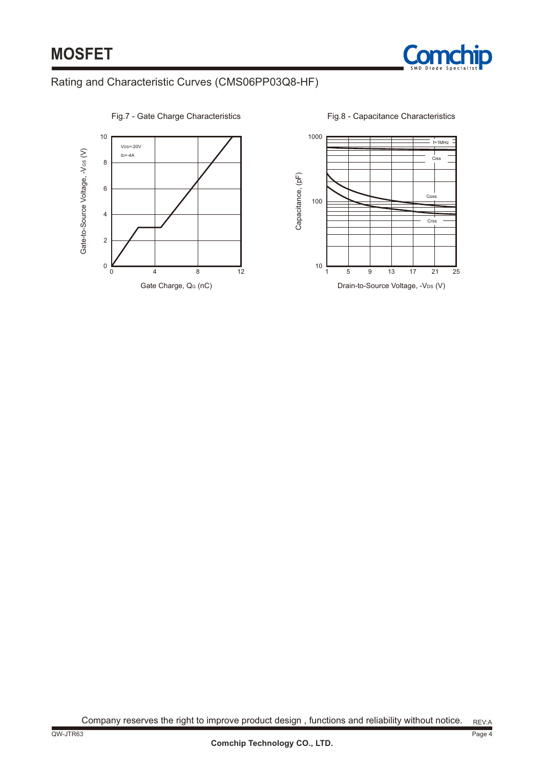Rating and Characteristic Curves (CMS06PP03Q8-HF)

Fig.7 - Gate Charge Characteristics

$V_{DS}$=-20V
$I_D$=-4A

Gate-to-Source Voltage, $-V_{GS}$ (V)

Gate Charge, $Q_G$ (nC)

Fig.8 - Capacitance Characteristics

f=1MHz

Ciss

Coss

Crss

Capacitance, (pF)

Drain-to-Source Voltage, $-V_{DS}$ (V)

Company reserves the right to improve product design , functions and reliability without notice.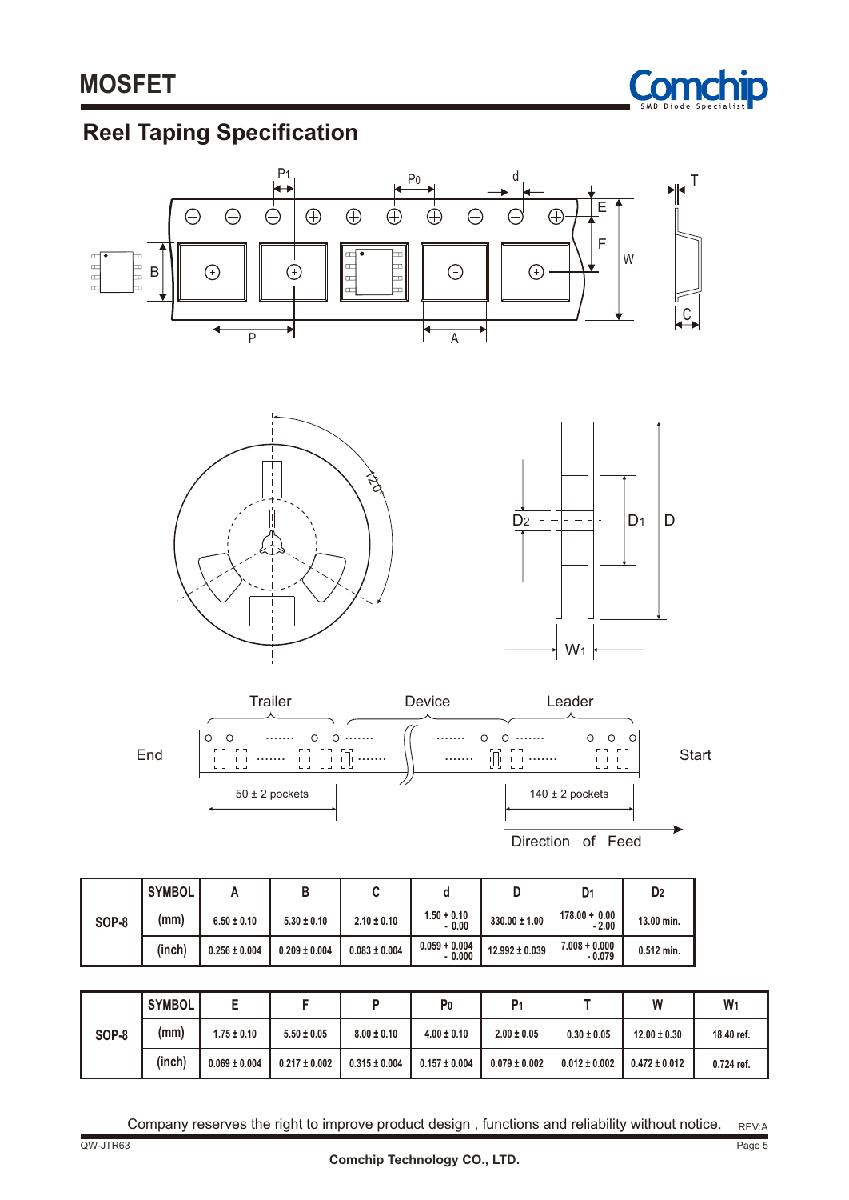# MOSFET

## Reel Taping Specification

Trailer Device Leader

End Start

50 ± 2 pockets 140 ± 2 pockets

Direction of Feed

| | SYMBOL | A | B | C | d | D | $D_1$ | $D_2$ |
|---|---|---|---|---|---|---|---|---|
| SOP-8 | (mm) | 6.50 ± 0.10 | 5.30 ± 0.10 | 2.10 ± 0.10 | 1.50 + 0.10 - 0.00 | 330.00 ± 1.00 | 178.00 + 0.00 - 2.00 | 13.00 min. |
| | (inch) | 0.256 ± 0.004 | 0.209 ± 0.004 | 0.083 ± 0.004 | 0.059 + 0.004 - 0.000 | 12.992 ± 0.039 | 7.008 + 0.000 - 0.079 | 0.512 min. |

| | SYMBOL | E | F | P | $P_0$ | $P_1$ | T | W | $W_1$ |
|---|---|---|---|---|---|---|---|---|---|
| SOP-8 | (mm) | 1.75 ± 0.10 | 5.50 ± 0.05 | 8.00 ± 0.10 | 4.00 ± 0.10 | 2.00 ± 0.05 | 0.30 ± 0.05 | 12.00 ± 0.30 | 18.40 ref. |
| | (inch) | 0.069 ± 0.004 | 0.217 ± 0.002 | 0.315 ± 0.004 | 0.157 ± 0.004 | 0.079 ± 0.002 | 0.012 ± 0.002 | 0.472 ± 0.012 | 0.724 ref. |

Company reserves the right to improve product design , functions and reliability without notice.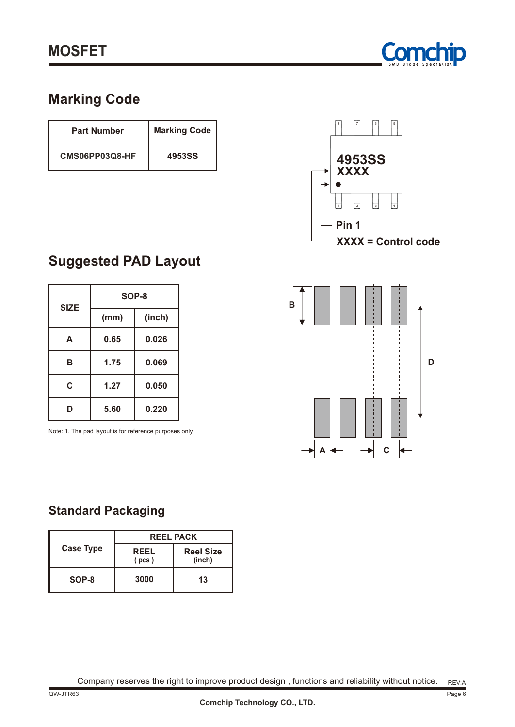# MOSFET

## Marking Code

| Part Number | Marking Code |
|---|---|
| CMS06PP03Q8-HF | 4953SS |

4953SS
XXXX

Pin 1

XXXX = Control code

## Suggested PAD Layout

| SIZE | SOP-8 | |
|---|---|---|
| | (mm) | (inch) |
| A | 0.65 | 0.026 |
| B | 1.75 | 0.069 |
| C | 1.27 | 0.050 |
| D | 5.60 | 0.220 |

Note: 1. The pad layout is for reference purposes only.

## Standard Packaging

| Case Type | REEL PACK | |
|---|---|---|
| | REEL ( pcs ) | Reel Size (inch) |
| SOP-8 | 3000 | 13 |

Company reserves the right to improve product design , functions and reliability without notice.

REV:A

QW-JTR63

Comchip Technology CO., LTD.